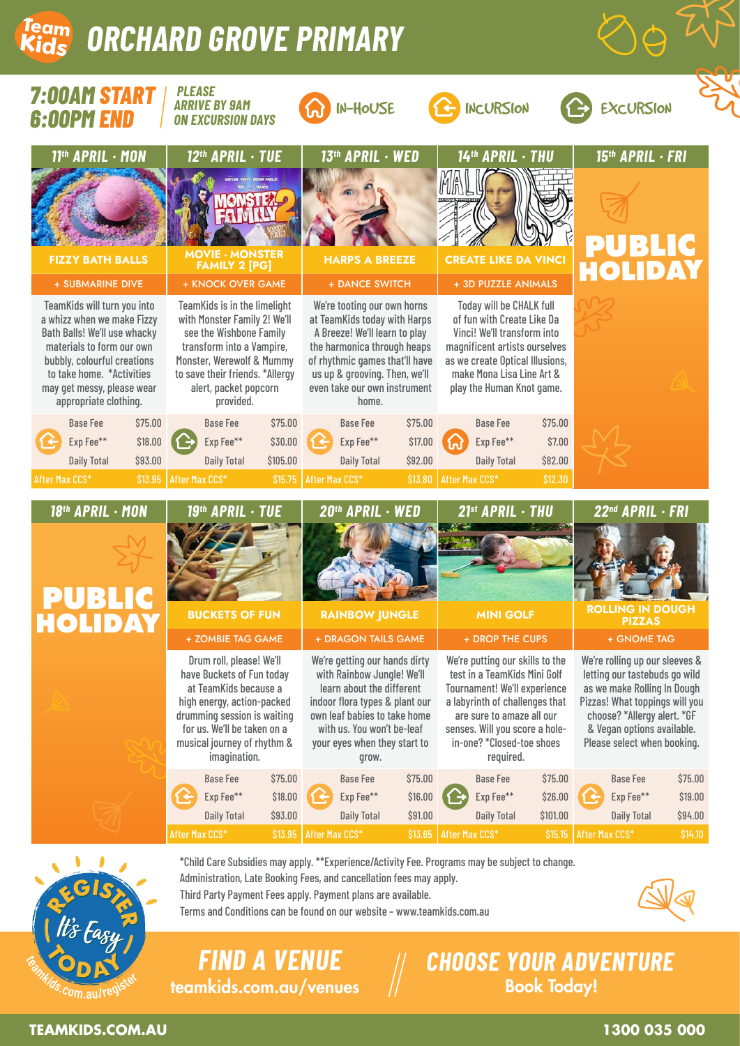# Team Kids ORCHARD GROVE PRIMARY

**7:00AM START**
**6:00PM END**

*PLEASE ARRIVE BY 9AM ON EXCURSION DAYS*

IN-HOUSE | INCURSION | EXCURSION

## Week 1

### 11th APRIL · MON — FIZZY BATH BALLS (Excursion)

**+ SUBMARINE DIVE**

TeamKids will turn you into a whizz when we make Fizzy Bath Balls! We'll use whacky materials to form our own bubbly, colourful creations to take home. *Activities may get messy, please wear appropriate clothing.

| Base Fee | $75.00 |
|---|---|
| Exp Fee** | $18.00 |
| Daily Total | $93.00 |
| After Max CCS* | $13.95 |

### 12th APRIL · TUE — MOVIE - MONSTER FAMILY 2 [PG] (Excursion)

**+ KNOCK OVER GAME**

TeamKids is in the limelight with Monster Family 2! We'll see the Wishbone Family transform into a Vampire, Monster, Werewolf & Mummy to save their friends. *Allergy alert, packet popcorn provided.

| Base Fee | $75.00 |
|---|---|
| Exp Fee** | $30.00 |
| Daily Total | $105.00 |
| After Max CCS* | $15.75 |

### 13th APRIL · WED — HARPS A BREEZE (Incursion)

**+ DANCE SWITCH**

We're tooting our own horns at TeamKids today with Harps A Breeze! We'll learn to play the harmonica through heaps of rhythmic games that'll have us up & grooving. Then, we'll even take our own instrument home.

| Base Fee | $75.00 |
|---|---|
| Exp Fee** | $17.00 |
| Daily Total | $92.00 |
| After Max CCS* | $13.80 |

### 14th APRIL · THU — CREATE LIKE DA VINCI (In-House)

**+ 3D PUZZLE ANIMALS**

Today will be CHALK full of fun with Create Like Da Vinci! We'll transform into magnificent artists ourselves as we create Optical Illusions, make Mona Lisa Line Art & play the Human Knot game.

| Base Fee | $75.00 |
|---|---|
| Exp Fee** | $7.00 |
| Daily Total | $82.00 |
| After Max CCS* | $12.30 |

### 15th APRIL · FRI

**PUBLIC HOLIDAY**

## Week 2

### 18th APRIL · MON

**PUBLIC HOLIDAY**

### 19th APRIL · TUE — BUCKETS OF FUN (Incursion)

**+ ZOMBIE TAG GAME**

Drum roll, please! We'll have Buckets of Fun today at TeamKids because a high energy, action-packed drumming session is waiting for us. We'll be taken on a musical journey of rhythm & imagination.

| Base Fee | $75.00 |
|---|---|
| Exp Fee** | $18.00 |
| Daily Total | $93.00 |
| After Max CCS* | $13.95 |

### 20th APRIL · WED — RAINBOW JUNGLE (Incursion)

**+ DRAGON TAILS GAME**

We're getting our hands dirty with Rainbow Jungle! We'll learn about the different indoor flora types & plant our own leaf babies to take home with us. You won't be-leaf your eyes when they start to grow.

| Base Fee | $75.00 |
|---|---|
| Exp Fee** | $16.00 |
| Daily Total | $91.00 |
| After Max CCS* | $13.65 |

### 21st APRIL · THU — MINI GOLF (Excursion)

**+ DROP THE CUPS**

We're putting our skills to the test in a TeamKids Mini Golf Tournament! We'll experience a labyrinth of challenges that are sure to amaze all our senses. Will you score a hole-in-one? *Closed-toe shoes required.

| Base Fee | $75.00 |
|---|---|
| Exp Fee** | $26.00 |
| Daily Total | $101.00 |
| After Max CCS* | $15.15 |

### 22nd APRIL · FRI — ROLLING IN DOUGH PIZZAS (Incursion)

**+ GNOME TAG**

We're rolling up our sleeves & letting our tastebuds go wild as we make Rolling In Dough Pizzas! What toppings will you choose? *Allergy alert. *GF & Vegan options available. Please select when booking.

| Base Fee | $75.00 |
|---|---|
| Exp Fee** | $19.00 |
| Daily Total | $94.00 |
| After Max CCS* | $14.10 |

*Child Care Subsidies may apply. **Experience/Activity Fee. Programs may be subject to change.
Administration, Late Booking Fees, and cancellation fees may apply.
Third Party Payment Fees apply. Payment plans are available.
Terms and Conditions can be found on our website – www.teamkids.com.au

REGISTER TODAY — It's Easy — teamkids.com.au/register

**FIND A VENUE** teamkids.com.au/venues

**CHOOSE YOUR ADVENTURE** Book Today!

TEAMKIDS.COM.AU — 1300 035 000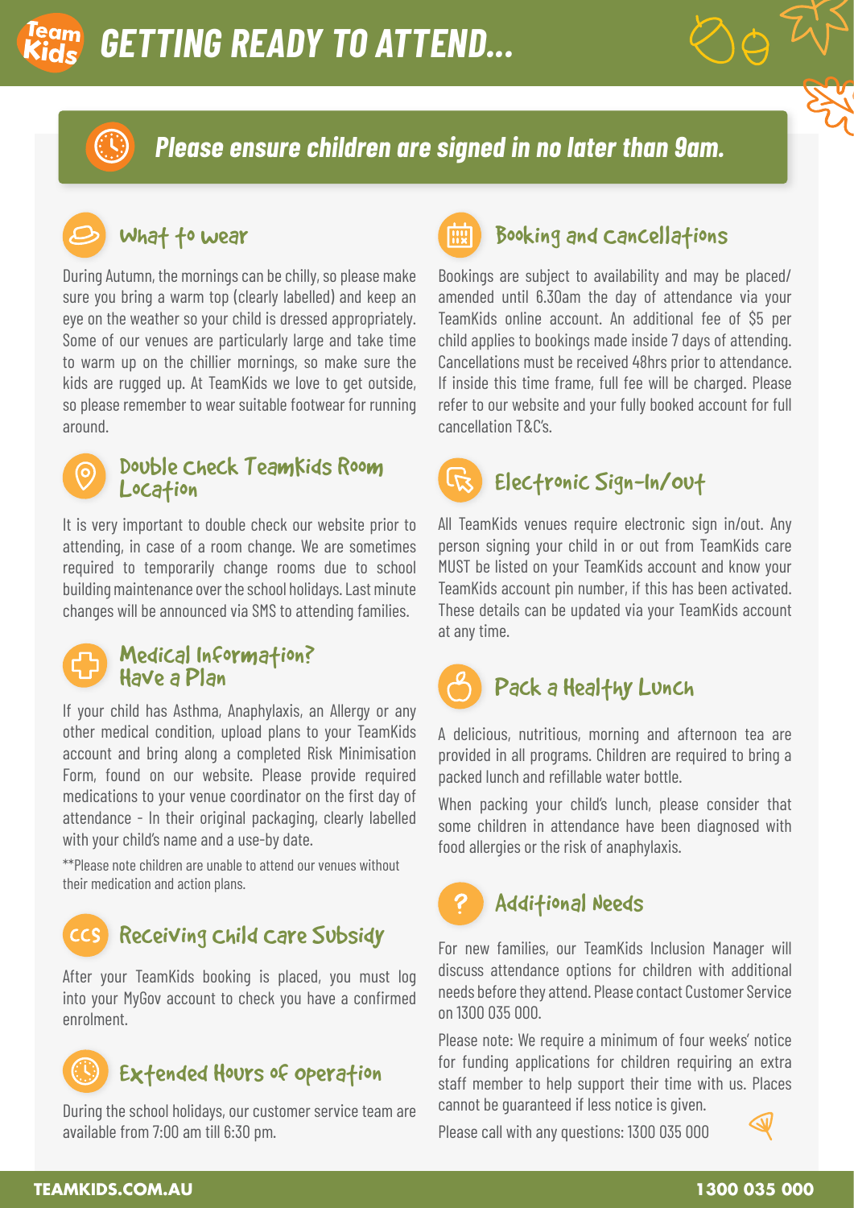# GETTING READY TO ATTEND...

***Please ensure children are signed in no later than 9am.***

## What to wear

During Autumn, the mornings can be chilly, so please make sure you bring a warm top (clearly labelled) and keep an eye on the weather so your child is dressed appropriately. Some of our venues are particularly large and take time to warm up on the chillier mornings, so make sure the kids are rugged up. At TeamKids we love to get outside, so please remember to wear suitable footwear for running around.

## Double Check TeamKids Room Location

It is very important to double check our website prior to attending, in case of a room change. We are sometimes required to temporarily change rooms due to school building maintenance over the school holidays. Last minute changes will be announced via SMS to attending families.

## Medical Information? Have a Plan

If your child has Asthma, Anaphylaxis, an Allergy or any other medical condition, upload plans to your TeamKids account and bring along a completed Risk Minimisation Form, found on our website. Please provide required medications to your venue coordinator on the first day of attendance - In their original packaging, clearly labelled with your child's name and a use-by date.

**Please note children are unable to attend our venues without their medication and action plans.

## Receiving Child Care Subsidy

After your TeamKids booking is placed, you must log into your MyGov account to check you have a confirmed enrolment.

## Extended Hours of operation

During the school holidays, our customer service team are available from 7:00 am till 6:30 pm.

## Booking and Cancellations

Bookings are subject to availability and may be placed/amended until 6.30am the day of attendance via your TeamKids online account. An additional fee of $5 per child applies to bookings made inside 7 days of attending. Cancellations must be received 48hrs prior to attendance. If inside this time frame, full fee will be charged. Please refer to our website and your fully booked account for full cancellation T&C's.

## Electronic Sign-In/out

All TeamKids venues require electronic sign in/out. Any person signing your child in or out from TeamKids care MUST be listed on your TeamKids account and know your TeamKids account pin number, if this has been activated. These details can be updated via your TeamKids account at any time.

## Pack a Healthy Lunch

A delicious, nutritious, morning and afternoon tea are provided in all programs. Children are required to bring a packed lunch and refillable water bottle.

When packing your child's lunch, please consider that some children in attendance have been diagnosed with food allergies or the risk of anaphylaxis.

## Additional Needs

For new families, our TeamKids Inclusion Manager will discuss attendance options for children with additional needs before they attend. Please contact Customer Service on 1300 035 000.

Please note: We require a minimum of four weeks' notice for funding applications for children requiring an extra staff member to help support their time with us. Places cannot be guaranteed if less notice is given.

Please call with any questions: 1300 035 000

**TEAMKIDS.COM.AU** **1300 035 000**